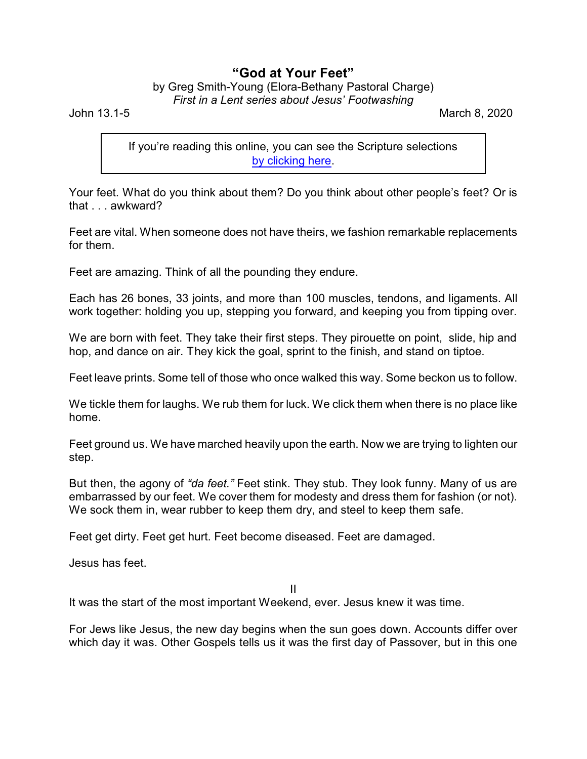# "God at Your Feet"

by Greg Smith-Young (Elora-Bethany Pastoral Charge)
*First in a Lent series about Jesus' Footwashing*

John 13.1-5 March 8, 2020

> If you're reading this online, you can see the Scripture selections [by clicking here](#).

Your feet. What do you think about them? Do you think about other people's feet? Or is that . . . awkward?

Feet are vital. When someone does not have theirs, we fashion remarkable replacements for them.

Feet are amazing. Think of all the pounding they endure.

Each has 26 bones, 33 joints, and more than 100 muscles, tendons, and ligaments. All work together: holding you up, stepping you forward, and keeping you from tipping over.

We are born with feet. They take their first steps. They pirouette on point, slide, hip and hop, and dance on air. They kick the goal, sprint to the finish, and stand on tiptoe.

Feet leave prints. Some tell of those who once walked this way. Some beckon us to follow.

We tickle them for laughs. We rub them for luck. We click them when there is no place like home.

Feet ground us. We have marched heavily upon the earth. Now we are trying to lighten our step.

But then, the agony of *"da feet."* Feet stink. They stub. They look funny. Many of us are embarrassed by our feet. We cover them for modesty and dress them for fashion (or not). We sock them in, wear rubber to keep them dry, and steel to keep them safe.

Feet get dirty. Feet get hurt. Feet become diseased. Feet are damaged.

Jesus has feet.

II

It was the start of the most important Weekend, ever. Jesus knew it was time.

For Jews like Jesus, the new day begins when the sun goes down. Accounts differ over which day it was. Other Gospels tells us it was the first day of Passover, but in this one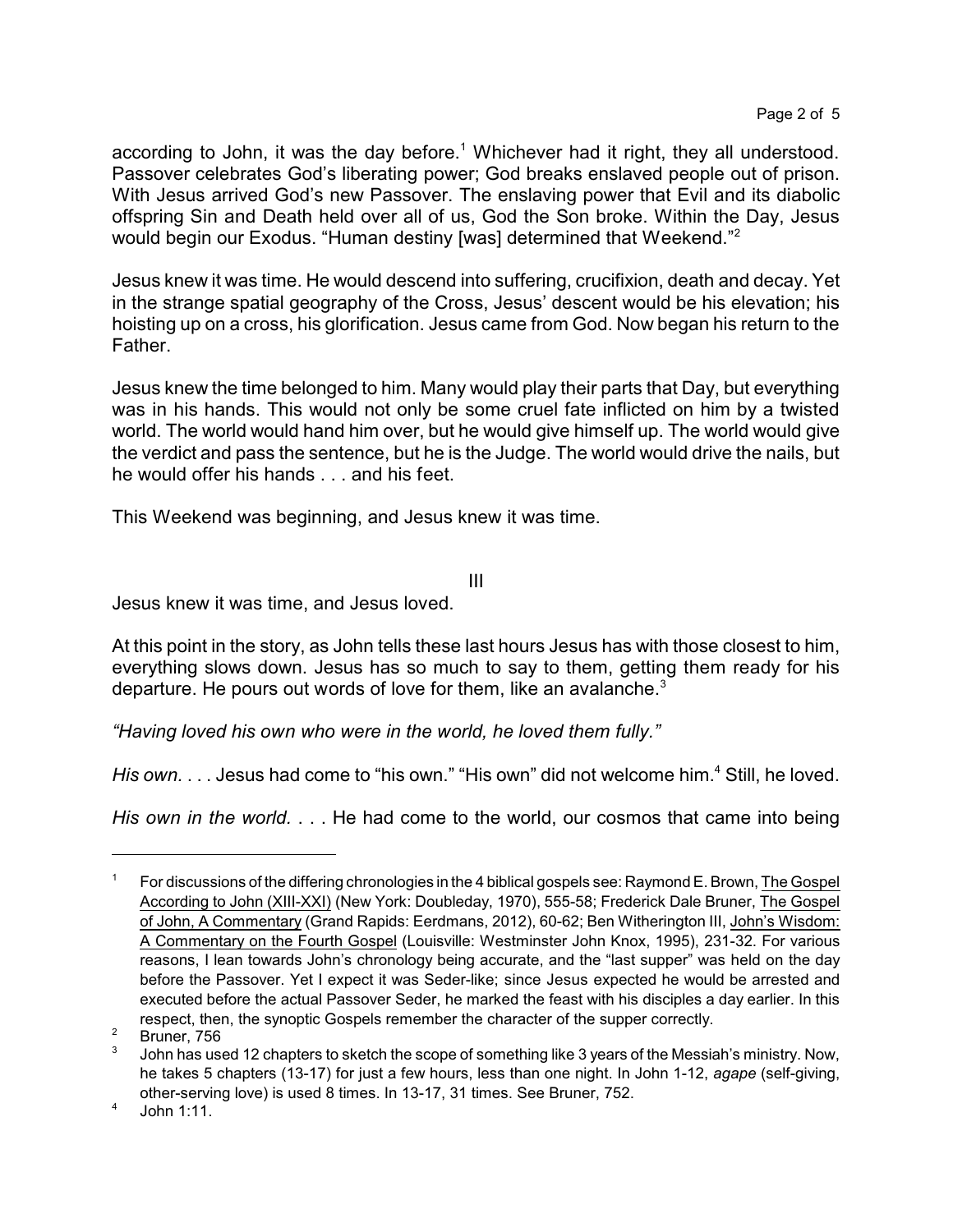according to John, it was the day before.[1] Whichever had it right, they all understood. Passover celebrates God's liberating power; God breaks enslaved people out of prison. With Jesus arrived God's new Passover. The enslaving power that Evil and its diabolic offspring Sin and Death held over all of us, God the Son broke. Within the Day, Jesus would begin our Exodus. "Human destiny [was] determined that Weekend."[2]

Jesus knew it was time. He would descend into suffering, crucifixion, death and decay. Yet in the strange spatial geography of the Cross, Jesus' descent would be his elevation; his hoisting up on a cross, his glorification. Jesus came from God. Now began his return to the Father.

Jesus knew the time belonged to him. Many would play their parts that Day, but everything was in his hands. This would not only be some cruel fate inflicted on him by a twisted world. The world would hand him over, but he would give himself up. The world would give the verdict and pass the sentence, but he is the Judge. The world would drive the nails, but he would offer his hands . . . and his feet.

This Weekend was beginning, and Jesus knew it was time.

## III

Jesus knew it was time, and Jesus loved.

At this point in the story, as John tells these last hours Jesus has with those closest to him, everything slows down. Jesus has so much to say to them, getting them ready for his departure. He pours out words of love for them, like an avalanche.[3]

*"Having loved his own who were in the world, he loved them fully."*

*His own.* . . . Jesus had come to "his own." "His own" did not welcome him.[4] Still, he loved.

*His own in the world.* . . . He had come to the world, our cosmos that came into being

---

[1] For discussions of the differing chronologies in the 4 biblical gospels see: Raymond E. Brown, The Gospel According to John (XIII-XXI) (New York: Doubleday, 1970), 555-58; Frederick Dale Bruner, The Gospel of John, A Commentary (Grand Rapids: Eerdmans, 2012), 60-62; Ben Witherington III, John's Wisdom: A Commentary on the Fourth Gospel (Louisville: Westminster John Knox, 1995), 231-32. For various reasons, I lean towards John's chronology being accurate, and the "last supper" was held on the day before the Passover. Yet I expect it was Seder-like; since Jesus expected he would be arrested and executed before the actual Passover Seder, he marked the feast with his disciples a day earlier. In this respect, then, the synoptic Gospels remember the character of the supper correctly.

[2] Bruner, 756

[3] John has used 12 chapters to sketch the scope of something like 3 years of the Messiah's ministry. Now, he takes 5 chapters (13-17) for just a few hours, less than one night. In John 1-12, *agape* (self-giving, other-serving love) is used 8 times. In 13-17, 31 times. See Bruner, 752.

[4] John 1:11.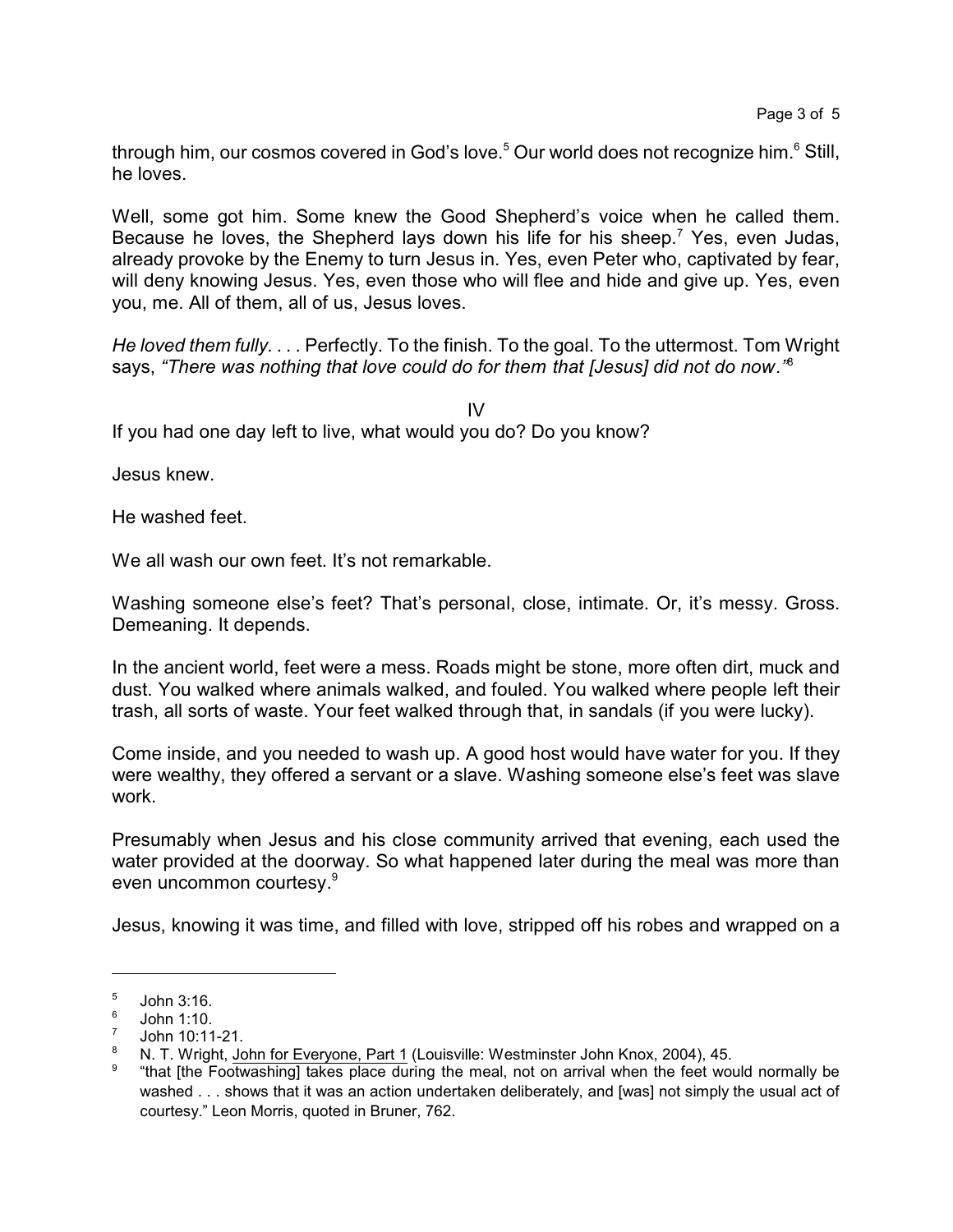through him, our cosmos covered in God's love.[5] Our world does not recognize him.[6] Still, he loves.

Well, some got him. Some knew the Good Shepherd's voice when he called them. Because he loves, the Shepherd lays down his life for his sheep.[7] Yes, even Judas, already provoke by the Enemy to turn Jesus in. Yes, even Peter who, captivated by fear, will deny knowing Jesus. Yes, even those who will flee and hide and give up. Yes, even you, me. All of them, all of us, Jesus loves.

*He loved them fully. . . .* Perfectly. To the finish. To the goal. To the uttermost. Tom Wright says, *"There was nothing that love could do for them that [Jesus] did not do now."*[8]

## IV

If you had one day left to live, what would you do? Do you know?

Jesus knew.

He washed feet.

We all wash our own feet. It's not remarkable.

Washing someone else's feet? That's personal, close, intimate. Or, it's messy. Gross. Demeaning. It depends.

In the ancient world, feet were a mess. Roads might be stone, more often dirt, muck and dust. You walked where animals walked, and fouled. You walked where people left their trash, all sorts of waste. Your feet walked through that, in sandals (if you were lucky).

Come inside, and you needed to wash up. A good host would have water for you. If they were wealthy, they offered a servant or a slave. Washing someone else's feet was slave work.

Presumably when Jesus and his close community arrived that evening, each used the water provided at the doorway. So what happened later during the meal was more than even uncommon courtesy.[9]

Jesus, knowing it was time, and filled with love, stripped off his robes and wrapped on a

---

[5] John 3:16.

[6] John 1:10.

[7] John 10:11-21.

[8] N. T. Wright, John for Everyone, Part 1 (Louisville: Westminster John Knox, 2004), 45.

[9] "that [the Footwashing] takes place during the meal, not on arrival when the feet would normally be washed . . . shows that it was an action undertaken deliberately, and [was] not simply the usual act of courtesy." Leon Morris, quoted in Bruner, 762.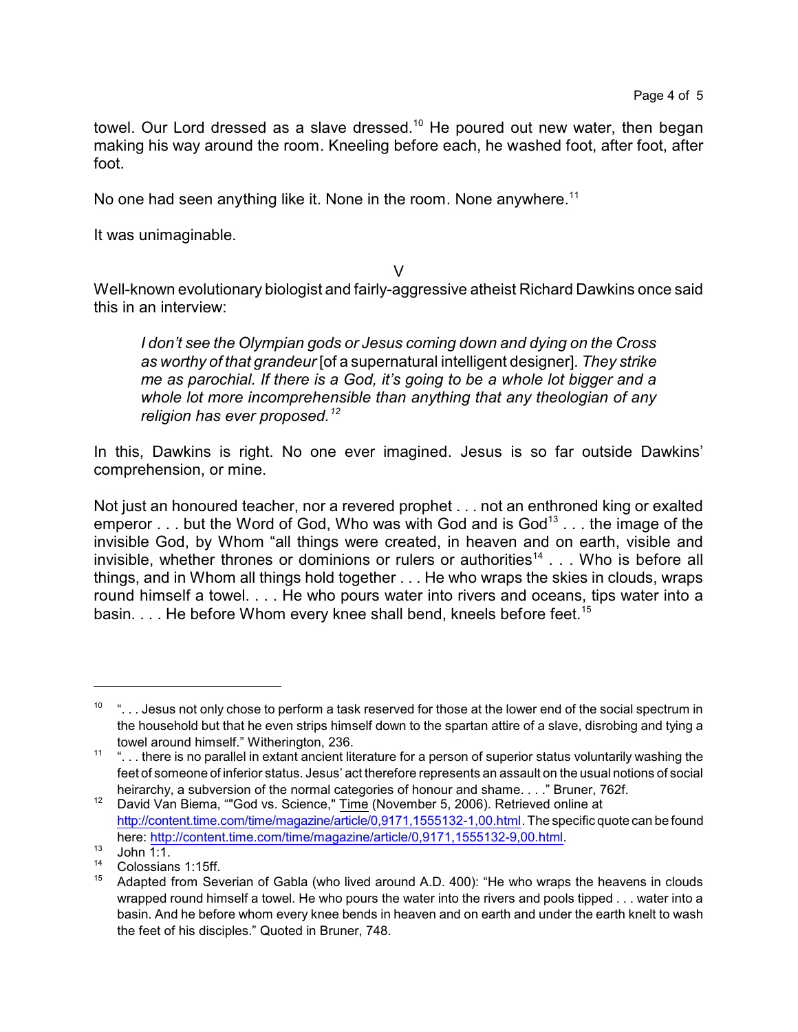towel. Our Lord dressed as a slave dressed.[10] He poured out new water, then began making his way around the room. Kneeling before each, he washed foot, after foot, after foot.

No one had seen anything like it. None in the room. None anywhere.[11]

It was unimaginable.

V

Well-known evolutionary biologist and fairly-aggressive atheist Richard Dawkins once said this in an interview:

> *I don't see the Olympian gods or Jesus coming down and dying on the Cross as worthy of that grandeur* [of a supernatural intelligent designer]. *They strike me as parochial. If there is a God, it's going to be a whole lot bigger and a whole lot more incomprehensible than anything that any theologian of any religion has ever proposed.*[12]

In this, Dawkins is right. No one ever imagined. Jesus is so far outside Dawkins' comprehension, or mine.

Not just an honoured teacher, nor a revered prophet . . . not an enthroned king or exalted emperor . . . but the Word of God, Who was with God and is God[13] . . . the image of the invisible God, by Whom "all things were created, in heaven and on earth, visible and invisible, whether thrones or dominions or rulers or authorities[14] . . . Who is before all things, and in Whom all things hold together . . . He who wraps the skies in clouds, wraps round himself a towel. . . . He who pours water into rivers and oceans, tips water into a basin. . . . He before Whom every knee shall bend, kneels before feet.[15]

---

[10] ". . . Jesus not only chose to perform a task reserved for those at the lower end of the social spectrum in the household but that he even strips himself down to the spartan attire of a slave, disrobing and tying a towel around himself." Witherington, 236.

[11] ". . . there is no parallel in extant ancient literature for a person of superior status voluntarily washing the feet of someone of inferior status. Jesus' act therefore represents an assault on the usual notions of social heirarchy, a subversion of the normal categories of honour and shame. . . ." Bruner, 762f.

[12] David Van Biema, ""God vs. Science," Time (November 5, 2006). Retrieved online at http://content.time.com/time/magazine/article/0,9171,1555132-1,00.html. The specific quote can be found here: http://content.time.com/time/magazine/article/0,9171,1555132-9,00.html.

[13] John 1:1.

[14] Colossians 1:15ff.

[15] Adapted from Severian of Gabla (who lived around A.D. 400): "He who wraps the heavens in clouds wrapped round himself a towel. He who pours the water into the rivers and pools tipped . . . water into a basin. And he before whom every knee bends in heaven and on earth and under the earth knelt to wash the feet of his disciples." Quoted in Bruner, 748.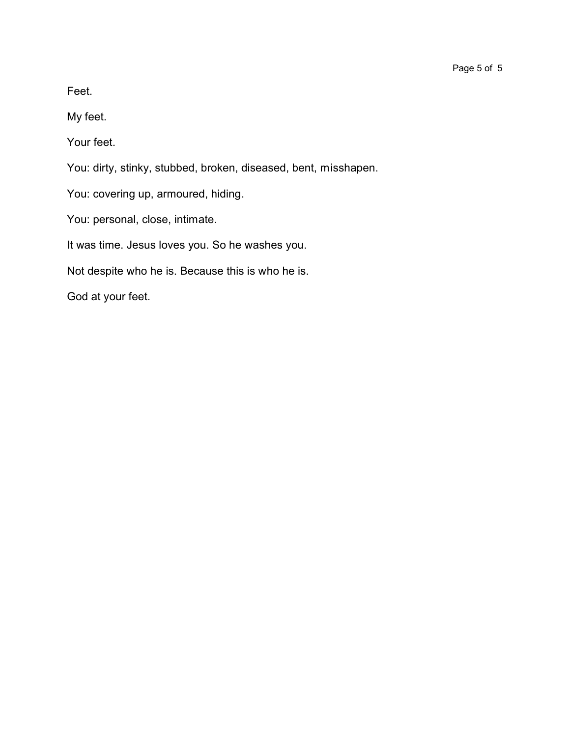Feet.

My feet.

Your feet.

You: dirty, stinky, stubbed, broken, diseased, bent, misshapen.

You: covering up, armoured, hiding.

You: personal, close, intimate.

It was time. Jesus loves you. So he washes you.

Not despite who he is. Because this is who he is.

God at your feet.